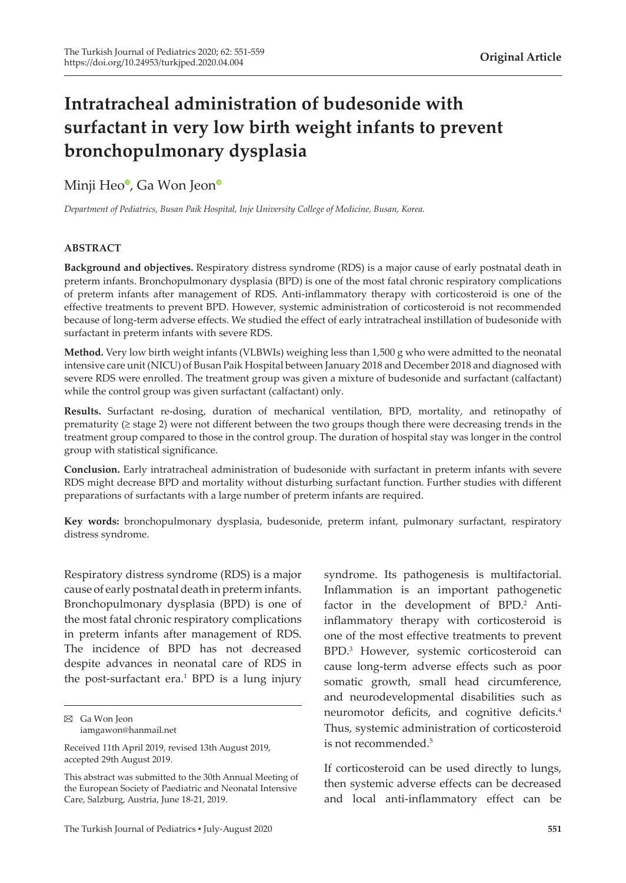**Original Article**

# Intratracheal administration of budesonide with surfactant in very low birth weight infants to prevent bronchopulmonary dysplasia

Minji Heo, Ga Won Jeon

*Department of Pediatrics, Busan Paik Hospital, Inje University College of Medicine, Busan, Korea.*

## ABSTRACT

**Background and objectives.** Respiratory distress syndrome (RDS) is a major cause of early postnatal death in preterm infants. Bronchopulmonary dysplasia (BPD) is one of the most fatal chronic respiratory complications of preterm infants after management of RDS. Anti-inflammatory therapy with corticosteroid is one of the effective treatments to prevent BPD. However, systemic administration of corticosteroid is not recommended because of long-term adverse effects. We studied the effect of early intratracheal instillation of budesonide with surfactant in preterm infants with severe RDS.

**Method.** Very low birth weight infants (VLBWIs) weighing less than 1,500 g who were admitted to the neonatal intensive care unit (NICU) of Busan Paik Hospital between January 2018 and December 2018 and diagnosed with severe RDS were enrolled. The treatment group was given a mixture of budesonide and surfactant (calfactant) while the control group was given surfactant (calfactant) only.

**Results.** Surfactant re-dosing, duration of mechanical ventilation, BPD, mortality, and retinopathy of prematurity (≥ stage 2) were not different between the two groups though there were decreasing trends in the treatment group compared to those in the control group. The duration of hospital stay was longer in the control group with statistical significance.

**Conclusion.** Early intratracheal administration of budesonide with surfactant in preterm infants with severe RDS might decrease BPD and mortality without disturbing surfactant function. Further studies with different preparations of surfactants with a large number of preterm infants are required.

**Key words:** bronchopulmonary dysplasia, budesonide, preterm infant, pulmonary surfactant, respiratory distress syndrome.

Respiratory distress syndrome (RDS) is a major cause of early postnatal death in preterm infants. Bronchopulmonary dysplasia (BPD) is one of the most fatal chronic respiratory complications in preterm infants after management of RDS. The incidence of BPD has not decreased despite advances in neonatal care of RDS in the post-surfactant era.[1] BPD is a lung injury syndrome. Its pathogenesis is multifactorial. Inflammation is an important pathogenetic factor in the development of BPD.[2] Anti-inflammatory therapy with corticosteroid is one of the most effective treatments to prevent BPD.[3] However, systemic corticosteroid can cause long-term adverse effects such as poor somatic growth, small head circumference, and neurodevelopmental disabilities such as neuromotor deficits, and cognitive deficits.[4] Thus, systemic administration of corticosteroid is not recommended.[5]

If corticosteroid can be used directly to lungs, then systemic adverse effects can be decreased and local anti-inflammatory effect can be

✉ Ga Won Jeon
iamgawon@hanmail.net

Received 11th April 2019, revised 13th August 2019, accepted 29th August 2019.

This abstract was submitted to the 30th Annual Meeting of the European Society of Paediatric and Neonatal Intensive Care, Salzburg, Austria, June 18-21, 2019.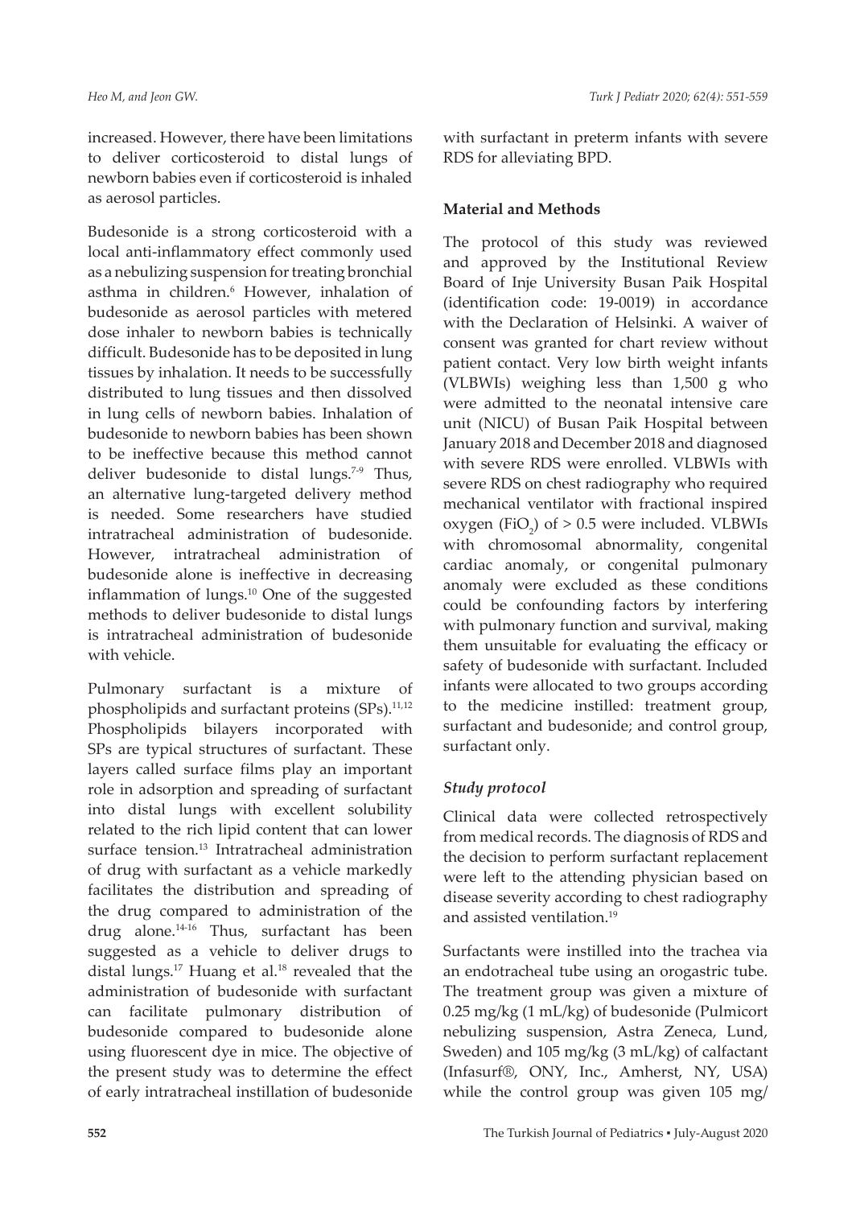increased. However, there have been limitations to deliver corticosteroid to distal lungs of newborn babies even if corticosteroid is inhaled as aerosol particles.

Budesonide is a strong corticosteroid with a local anti-inflammatory effect commonly used as a nebulizing suspension for treating bronchial asthma in children.[6] However, inhalation of budesonide as aerosol particles with metered dose inhaler to newborn babies is technically difficult. Budesonide has to be deposited in lung tissues by inhalation. It needs to be successfully distributed to lung tissues and then dissolved in lung cells of newborn babies. Inhalation of budesonide to newborn babies has been shown to be ineffective because this method cannot deliver budesonide to distal lungs.[7-9] Thus, an alternative lung-targeted delivery method is needed. Some researchers have studied intratracheal administration of budesonide. However, intratracheal administration of budesonide alone is ineffective in decreasing inflammation of lungs.[10] One of the suggested methods to deliver budesonide to distal lungs is intratracheal administration of budesonide with vehicle.

Pulmonary surfactant is a mixture of phospholipids and surfactant proteins (SPs).[11,12] Phospholipids bilayers incorporated with SPs are typical structures of surfactant. These layers called surface films play an important role in adsorption and spreading of surfactant into distal lungs with excellent solubility related to the rich lipid content that can lower surface tension.[13] Intratracheal administration of drug with surfactant as a vehicle markedly facilitates the distribution and spreading of the drug compared to administration of the drug alone.[14-16] Thus, surfactant has been suggested as a vehicle to deliver drugs to distal lungs.[17] Huang et al.[18] revealed that the administration of budesonide with surfactant can facilitate pulmonary distribution of budesonide compared to budesonide alone using fluorescent dye in mice. The objective of the present study was to determine the effect of early intratracheal instillation of budesonide with surfactant in preterm infants with severe RDS for alleviating BPD.

## Material and Methods

The protocol of this study was reviewed and approved by the Institutional Review Board of Inje University Busan Paik Hospital (identification code: 19-0019) in accordance with the Declaration of Helsinki. A waiver of consent was granted for chart review without patient contact. Very low birth weight infants (VLBWIs) weighing less than 1,500 g who were admitted to the neonatal intensive care unit (NICU) of Busan Paik Hospital between January 2018 and December 2018 and diagnosed with severe RDS were enrolled. VLBWIs with severe RDS on chest radiography who required mechanical ventilator with fractional inspired oxygen ($FiO_2$) of > 0.5 were included. VLBWIs with chromosomal abnormality, congenital cardiac anomaly, or congenital pulmonary anomaly were excluded as these conditions could be confounding factors by interfering with pulmonary function and survival, making them unsuitable for evaluating the efficacy or safety of budesonide with surfactant. Included infants were allocated to two groups according to the medicine instilled: treatment group, surfactant and budesonide; and control group, surfactant only.

### *Study protocol*

Clinical data were collected retrospectively from medical records. The diagnosis of RDS and the decision to perform surfactant replacement were left to the attending physician based on disease severity according to chest radiography and assisted ventilation.[19]

Surfactants were instilled into the trachea via an endotracheal tube using an orogastric tube. The treatment group was given a mixture of 0.25 mg/kg (1 mL/kg) of budesonide (Pulmicort nebulizing suspension, Astra Zeneca, Lund, Sweden) and 105 mg/kg (3 mL/kg) of calfactant (Infasurf®, ONY, Inc., Amherst, NY, USA) while the control group was given 105 mg/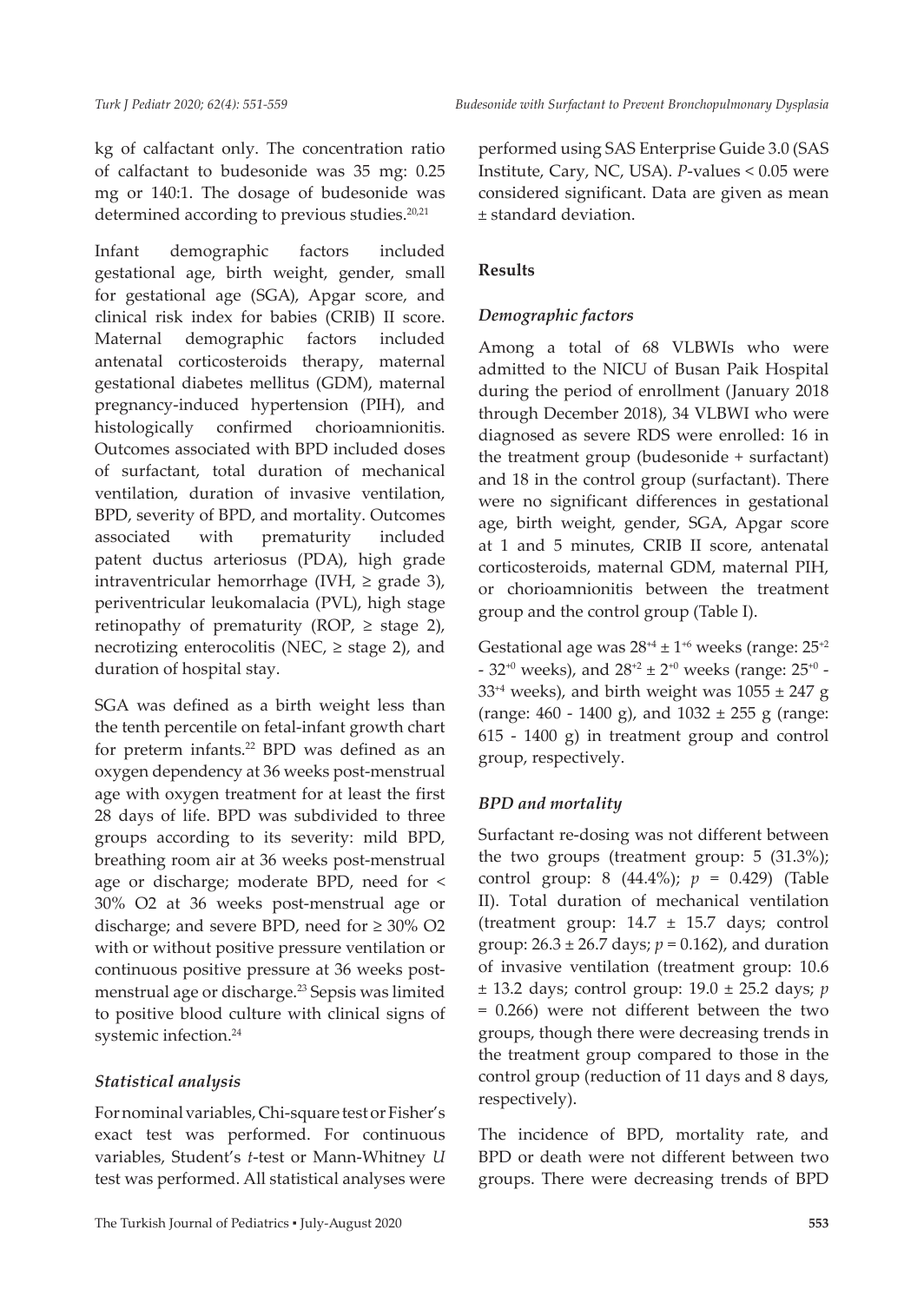kg of calfactant only. The concentration ratio of calfactant to budesonide was 35 mg: 0.25 mg or 140:1. The dosage of budesonide was determined according to previous studies.[20,21]

Infant demographic factors included gestational age, birth weight, gender, small for gestational age (SGA), Apgar score, and clinical risk index for babies (CRIB) II score. Maternal demographic factors included antenatal corticosteroids therapy, maternal gestational diabetes mellitus (GDM), maternal pregnancy-induced hypertension (PIH), and histologically confirmed chorioamnionitis. Outcomes associated with BPD included doses of surfactant, total duration of mechanical ventilation, duration of invasive ventilation, BPD, severity of BPD, and mortality. Outcomes associated with prematurity included patent ductus arteriosus (PDA), high grade intraventricular hemorrhage (IVH, ≥ grade 3), periventricular leukomalacia (PVL), high stage retinopathy of prematurity (ROP, ≥ stage 2), necrotizing enterocolitis (NEC, ≥ stage 2), and duration of hospital stay.

SGA was defined as a birth weight less than the tenth percentile on fetal-infant growth chart for preterm infants.[22] BPD was defined as an oxygen dependency at 36 weeks post-menstrual age with oxygen treatment for at least the first 28 days of life. BPD was subdivided to three groups according to its severity: mild BPD, breathing room air at 36 weeks post-menstrual age or discharge; moderate BPD, need for < 30% $O_2$ at 36 weeks post-menstrual age or discharge; and severe BPD, need for ≥ 30% $O_2$ with or without positive pressure ventilation or continuous positive pressure at 36 weeks post-menstrual age or discharge.[23] Sepsis was limited to positive blood culture with clinical signs of systemic infection.[24]

### *Statistical analysis*

For nominal variables, Chi-square test or Fisher's exact test was performed. For continuous variables, Student's *t*-test or Mann-Whitney *U* test was performed. All statistical analyses were performed using SAS Enterprise Guide 3.0 (SAS Institute, Cary, NC, USA). *P*-values < 0.05 were considered significant. Data are given as mean ± standard deviation.

## Results

### *Demographic factors*

Among a total of 68 VLBWIs who were admitted to the NICU of Busan Paik Hospital during the period of enrollment (January 2018 through December 2018), 34 VLBWI who were diagnosed as severe RDS were enrolled: 16 in the treatment group (budesonide + surfactant) and 18 in the control group (surfactant). There were no significant differences in gestational age, birth weight, gender, SGA, Apgar score at 1 and 5 minutes, CRIB II score, antenatal corticosteroids, maternal GDM, maternal PIH, or chorioamnionitis between the treatment group and the control group (Table I).

Gestational age was $28^{+4} \pm 1^{+6}$ weeks (range: $25^{+2}$ - $32^{+0}$ weeks), and $28^{+2} \pm 2^{+0}$ weeks (range: $25^{+0}$ - $33^{+4}$ weeks), and birth weight was 1055 ± 247 g (range: 460 - 1400 g), and 1032 ± 255 g (range: 615 - 1400 g) in treatment group and control group, respectively.

### *BPD and mortality*

Surfactant re-dosing was not different between the two groups (treatment group: 5 (31.3%); control group: 8 (44.4%); $p$ = 0.429) (Table II). Total duration of mechanical ventilation (treatment group: 14.7 ± 15.7 days; control group: 26.3 ± 26.7 days; $p$ = 0.162), and duration of invasive ventilation (treatment group: 10.6 ± 13.2 days; control group: 19.0 ± 25.2 days; $p$ = 0.266) were not different between the two groups, though there were decreasing trends in the treatment group compared to those in the control group (reduction of 11 days and 8 days, respectively).

The incidence of BPD, mortality rate, and BPD or death were not different between two groups. There were decreasing trends of BPD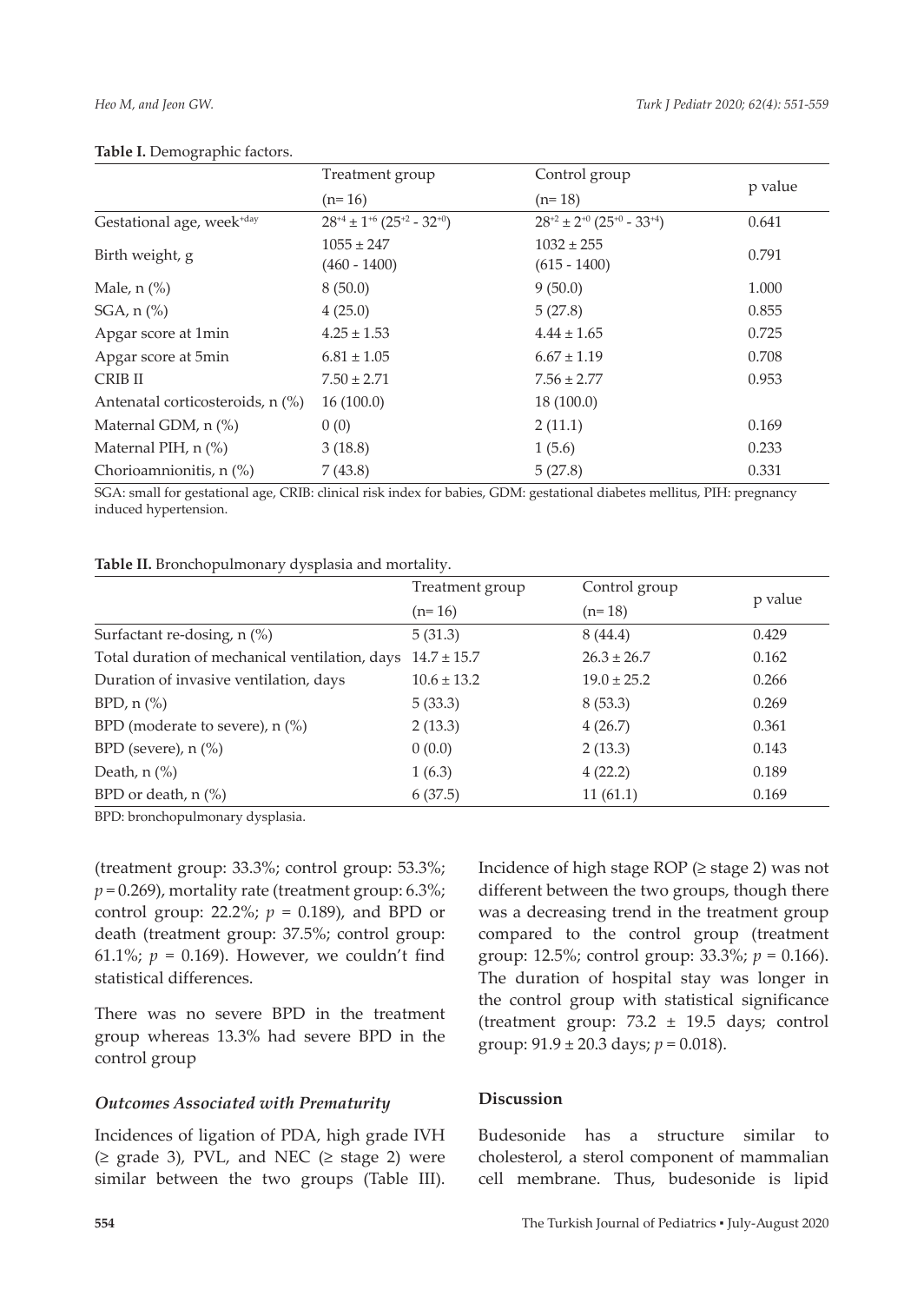**Table I.** Demographic factors.

| | Treatment group (n= 16) | Control group (n= 18) | p value |
|---|---|---|---|
| Gestational age, week$^{+day}$ | $28^{+4} \pm 1^{+6}$ ($25^{+2}$ - $32^{+0}$) | $28^{+2} \pm 2^{+0}$ ($25^{+0}$ - $33^{+4}$) | 0.641 |
| Birth weight, g | 1055 ± 247 (460 - 1400) | 1032 ± 255 (615 - 1400) | 0.791 |
| Male, n (%) | 8 (50.0) | 9 (50.0) | 1.000 |
| SGA, n (%) | 4 (25.0) | 5 (27.8) | 0.855 |
| Apgar score at 1min | 4.25 ± 1.53 | 4.44 ± 1.65 | 0.725 |
| Apgar score at 5min | 6.81 ± 1.05 | 6.67 ± 1.19 | 0.708 |
| CRIB II | 7.50 ± 2.71 | 7.56 ± 2.77 | 0.953 |
| Antenatal corticosteroids, n (%) | 16 (100.0) | 18 (100.0) | |
| Maternal GDM, n (%) | 0 (0) | 2 (11.1) | 0.169 |
| Maternal PIH, n (%) | 3 (18.8) | 1 (5.6) | 0.233 |
| Chorioamnionitis, n (%) | 7 (43.8) | 5 (27.8) | 0.331 |

SGA: small for gestational age, CRIB: clinical risk index for babies, GDM: gestational diabetes mellitus, PIH: pregnancy induced hypertension.

**Table II.** Bronchopulmonary dysplasia and mortality.

| | Treatment group (n= 16) | Control group (n= 18) | p value |
|---|---|---|---|
| Surfactant re-dosing, n (%) | 5 (31.3) | 8 (44.4) | 0.429 |
| Total duration of mechanical ventilation, days | 14.7 ± 15.7 | 26.3 ± 26.7 | 0.162 |
| Duration of invasive ventilation, days | 10.6 ± 13.2 | 19.0 ± 25.2 | 0.266 |
| BPD, n (%) | 5 (33.3) | 8 (53.3) | 0.269 |
| BPD (moderate to severe), n (%) | 2 (13.3) | 4 (26.7) | 0.361 |
| BPD (severe), n (%) | 0 (0.0) | 2 (13.3) | 0.143 |
| Death, n (%) | 1 (6.3) | 4 (22.2) | 0.189 |
| BPD or death, n (%) | 6 (37.5) | 11 (61.1) | 0.169 |

BPD: bronchopulmonary dysplasia.

(treatment group: 33.3%; control group: 53.3%; $p = 0.269$), mortality rate (treatment group: 6.3%; control group: 22.2%; $p = 0.189$), and BPD or death (treatment group: 37.5%; control group: 61.1%; $p = 0.169$). However, we couldn't find statistical differences.

There was no severe BPD in the treatment group whereas 13.3% had severe BPD in the control group

### *Outcomes Associated with Prematurity*

Incidences of ligation of PDA, high grade IVH (≥ grade 3), PVL, and NEC (≥ stage 2) were similar between the two groups (Table III). Incidence of high stage ROP (≥ stage 2) was not different between the two groups, though there was a decreasing trend in the treatment group compared to the control group (treatment group: 12.5%; control group: 33.3%; $p = 0.166$). The duration of hospital stay was longer in the control group with statistical significance (treatment group: 73.2 ± 19.5 days; control group: 91.9 ± 20.3 days; $p = 0.018$).

## Discussion

Budesonide has a structure similar to cholesterol, a sterol component of mammalian cell membrane. Thus, budesonide is lipid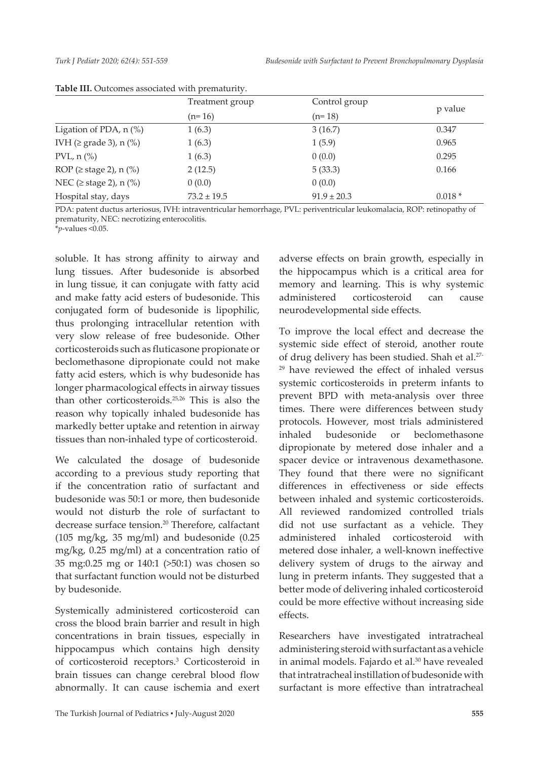**Table III.** Outcomes associated with prematurity.

| | Treatment group (n= 16) | Control group (n= 18) | p value |
|---|---|---|---|
| Ligation of PDA, n (%) | 1 (6.3) | 3 (16.7) | 0.347 |
| IVH (≥ grade 3), n (%) | 1 (6.3) | 1 (5.9) | 0.965 |
| PVL, n (%) | 1 (6.3) | 0 (0.0) | 0.295 |
| ROP (≥ stage 2), n (%) | 2 (12.5) | 5 (33.3) | 0.166 |
| NEC (≥ stage 2), n (%) | 0 (0.0) | 0 (0.0) | |
| Hospital stay, days | 73.2 ± 19.5 | 91.9 ± 20.3 | 0.018 * |

PDA: patent ductus arteriosus, IVH: intraventricular hemorrhage, PVL: periventricular leukomalacia, ROP: retinopathy of prematurity, NEC: necrotizing enterocolitis.
\**p*-values <0.05.

soluble. It has strong affinity to airway and lung tissues. After budesonide is absorbed in lung tissue, it can conjugate with fatty acid and make fatty acid esters of budesonide. This conjugated form of budesonide is lipophilic, thus prolonging intracellular retention with very slow release of free budesonide. Other corticosteroids such as fluticasone propionate or beclomethasone dipropionate could not make fatty acid esters, which is why budesonide has longer pharmacological effects in airway tissues than other corticosteroids.[25,26] This is also the reason why topically inhaled budesonide has markedly better uptake and retention in airway tissues than non-inhaled type of corticosteroid.

We calculated the dosage of budesonide according to a previous study reporting that if the concentration ratio of surfactant and budesonide was 50:1 or more, then budesonide would not disturb the role of surfactant to decrease surface tension.[20] Therefore, calfactant (105 mg/kg, 35 mg/ml) and budesonide (0.25 mg/kg, 0.25 mg/ml) at a concentration ratio of 35 mg:0.25 mg or 140:1 (>50:1) was chosen so that surfactant function would not be disturbed by budesonide.

Systemically administered corticosteroid can cross the blood brain barrier and result in high concentrations in brain tissues, especially in hippocampus which contains high density of corticosteroid receptors.[3] Corticosteroid in brain tissues can change cerebral blood flow abnormally. It can cause ischemia and exert adverse effects on brain growth, especially in the hippocampus which is a critical area for memory and learning. This is why systemic administered corticosteroid can cause neurodevelopmental side effects.

To improve the local effect and decrease the systemic side effect of steroid, another route of drug delivery has been studied. Shah et al.[27-29] have reviewed the effect of inhaled versus systemic corticosteroids in preterm infants to prevent BPD with meta-analysis over three times. There were differences between study protocols. However, most trials administered inhaled budesonide or beclomethasone dipropionate by metered dose inhaler and a spacer device or intravenous dexamethasone. They found that there were no significant differences in effectiveness or side effects between inhaled and systemic corticosteroids. All reviewed randomized controlled trials did not use surfactant as a vehicle. They administered inhaled corticosteroid with metered dose inhaler, a well-known ineffective delivery system of drugs to the airway and lung in preterm infants. They suggested that a better mode of delivering inhaled corticosteroid could be more effective without increasing side effects.

Researchers have investigated intratracheal administering steroid with surfactant as a vehicle in animal models. Fajardo et al.[30] have revealed that intratracheal instillation of budesonide with surfactant is more effective than intratracheal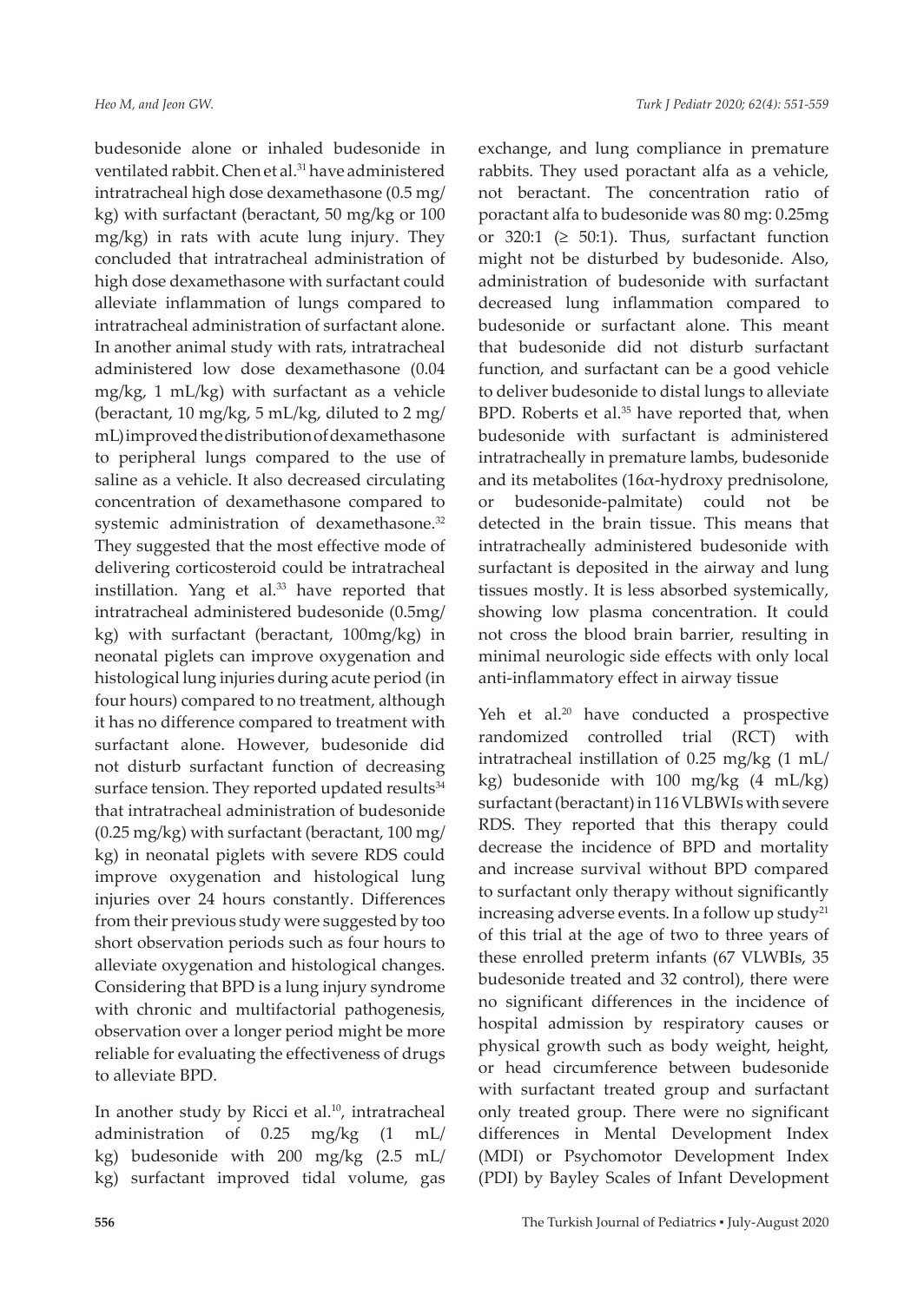budesonide alone or inhaled budesonide in ventilated rabbit. Chen et al.[31] have administered intratracheal high dose dexamethasone (0.5 mg/kg) with surfactant (beractant, 50 mg/kg or 100 mg/kg) in rats with acute lung injury. They concluded that intratracheal administration of high dose dexamethasone with surfactant could alleviate inflammation of lungs compared to intratracheal administration of surfactant alone. In another animal study with rats, intratracheal administered low dose dexamethasone (0.04 mg/kg, 1 mL/kg) with surfactant as a vehicle (beractant, 10 mg/kg, 5 mL/kg, diluted to 2 mg/mL) improved the distribution of dexamethasone to peripheral lungs compared to the use of saline as a vehicle. It also decreased circulating concentration of dexamethasone compared to systemic administration of dexamethasone.[32] They suggested that the most effective mode of delivering corticosteroid could be intratracheal instillation. Yang et al.[33] have reported that intratracheal administered budesonide (0.5mg/kg) with surfactant (beractant, 100mg/kg) in neonatal piglets can improve oxygenation and histological lung injuries during acute period (in four hours) compared to no treatment, although it has no difference compared to treatment with surfactant alone. However, budesonide did not disturb surfactant function of decreasing surface tension. They reported updated results[34] that intratracheal administration of budesonide (0.25 mg/kg) with surfactant (beractant, 100 mg/kg) in neonatal piglets with severe RDS could improve oxygenation and histological lung injuries over 24 hours constantly. Differences from their previous study were suggested by too short observation periods such as four hours to alleviate oxygenation and histological changes. Considering that BPD is a lung injury syndrome with chronic and multifactorial pathogenesis, observation over a longer period might be more reliable for evaluating the effectiveness of drugs to alleviate BPD.

In another study by Ricci et al.[10], intratracheal administration of 0.25 mg/kg (1 mL/kg) budesonide with 200 mg/kg (2.5 mL/kg) surfactant improved tidal volume, gas exchange, and lung compliance in premature rabbits. They used poractant alfa as a vehicle, not beractant. The concentration ratio of poractant alfa to budesonide was 80 mg: 0.25mg or 320:1 (≥ 50:1). Thus, surfactant function might not be disturbed by budesonide. Also, administration of budesonide with surfactant decreased lung inflammation compared to budesonide or surfactant alone. This meant that budesonide did not disturb surfactant function, and surfactant can be a good vehicle to deliver budesonide to distal lungs to alleviate BPD. Roberts et al.[35] have reported that, when budesonide with surfactant is administered intratracheally in premature lambs, budesonide and its metabolites (16α-hydroxy prednisolone, or budesonide-palmitate) could not be detected in the brain tissue. This means that intratracheally administered budesonide with surfactant is deposited in the airway and lung tissues mostly. It is less absorbed systemically, showing low plasma concentration. It could not cross the blood brain barrier, resulting in minimal neurologic side effects with only local anti-inflammatory effect in airway tissue

Yeh et al.[20] have conducted a prospective randomized controlled trial (RCT) with intratracheal instillation of 0.25 mg/kg (1 mL/kg) budesonide with 100 mg/kg (4 mL/kg) surfactant (beractant) in 116 VLBWIs with severe RDS. They reported that this therapy could decrease the incidence of BPD and mortality and increase survival without BPD compared to surfactant only therapy without significantly increasing adverse events. In a follow up study[21] of this trial at the age of two to three years of these enrolled preterm infants (67 VLWBIs, 35 budesonide treated and 32 control), there were no significant differences in the incidence of hospital admission by respiratory causes or physical growth such as body weight, height, or head circumference between budesonide with surfactant treated group and surfactant only treated group. There were no significant differences in Mental Development Index (MDI) or Psychomotor Development Index (PDI) by Bayley Scales of Infant Development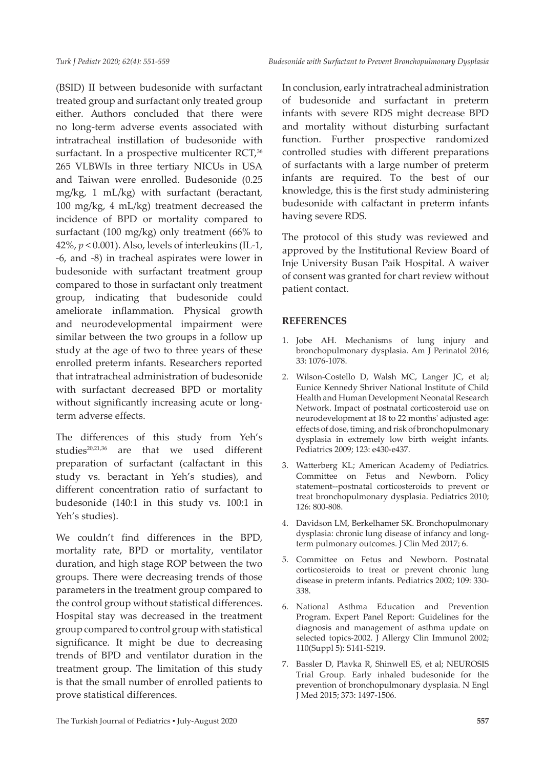(BSID) II between budesonide with surfactant treated group and surfactant only treated group either. Authors concluded that there were no long-term adverse events associated with intratracheal instillation of budesonide with surfactant. In a prospective multicenter RCT,[36] 265 VLBWIs in three tertiary NICUs in USA and Taiwan were enrolled. Budesonide (0.25 mg/kg, 1 mL/kg) with surfactant (beractant, 100 mg/kg, 4 mL/kg) treatment decreased the incidence of BPD or mortality compared to surfactant (100 mg/kg) only treatment (66% to 42%, $p < 0.001$). Also, levels of interleukins (IL-1, -6, and -8) in tracheal aspirates were lower in budesonide with surfactant treatment group compared to those in surfactant only treatment group, indicating that budesonide could ameliorate inflammation. Physical growth and neurodevelopmental impairment were similar between the two groups in a follow up study at the age of two to three years of these enrolled preterm infants. Researchers reported that intratracheal administration of budesonide with surfactant decreased BPD or mortality without significantly increasing acute or long-term adverse effects.

The differences of this study from Yeh's studies[20,21,36] are that we used different preparation of surfactant (calfactant in this study vs. beractant in Yeh's studies), and different concentration ratio of surfactant to budesonide (140:1 in this study vs. 100:1 in Yeh's studies).

We couldn't find differences in the BPD, mortality rate, BPD or mortality, ventilator duration, and high stage ROP between the two groups. There were decreasing trends of those parameters in the treatment group compared to the control group without statistical differences. Hospital stay was decreased in the treatment group compared to control group with statistical significance. It might be due to decreasing trends of BPD and ventilator duration in the treatment group. The limitation of this study is that the small number of enrolled patients to prove statistical differences.

In conclusion, early intratracheal administration of budesonide and surfactant in preterm infants with severe RDS might decrease BPD and mortality without disturbing surfactant function. Further prospective randomized controlled studies with different preparations of surfactants with a large number of preterm infants are required. To the best of our knowledge, this is the first study administering budesonide with calfactant in preterm infants having severe RDS.

The protocol of this study was reviewed and approved by the Institutional Review Board of Inje University Busan Paik Hospital. A waiver of consent was granted for chart review without patient contact.

## REFERENCES

1. Jobe AH. Mechanisms of lung injury and bronchopulmonary dysplasia. Am J Perinatol 2016; 33: 1076-1078.
2. Wilson-Costello D, Walsh MC, Langer JC, et al; Eunice Kennedy Shriver National Institute of Child Health and Human Development Neonatal Research Network. Impact of postnatal corticosteroid use on neurodevelopment at 18 to 22 months' adjusted age: effects of dose, timing, and risk of bronchopulmonary dysplasia in extremely low birth weight infants. Pediatrics 2009; 123: e430-e437.
3. Watterberg KL; American Academy of Pediatrics. Committee on Fetus and Newborn. Policy statement--postnatal corticosteroids to prevent or treat bronchopulmonary dysplasia. Pediatrics 2010; 126: 800-808.
4. Davidson LM, Berkelhamer SK. Bronchopulmonary dysplasia: chronic lung disease of infancy and long-term pulmonary outcomes. J Clin Med 2017; 6.
5. Committee on Fetus and Newborn. Postnatal corticosteroids to treat or prevent chronic lung disease in preterm infants. Pediatrics 2002; 109: 330-338.
6. National Asthma Education and Prevention Program. Expert Panel Report: Guidelines for the diagnosis and management of asthma update on selected topics-2002. J Allergy Clin Immunol 2002; 110(Suppl 5): S141-S219.
7. Bassler D, Plavka R, Shinwell ES, et al; NEUROSIS Trial Group. Early inhaled budesonide for the prevention of bronchopulmonary dysplasia. N Engl J Med 2015; 373: 1497-1506.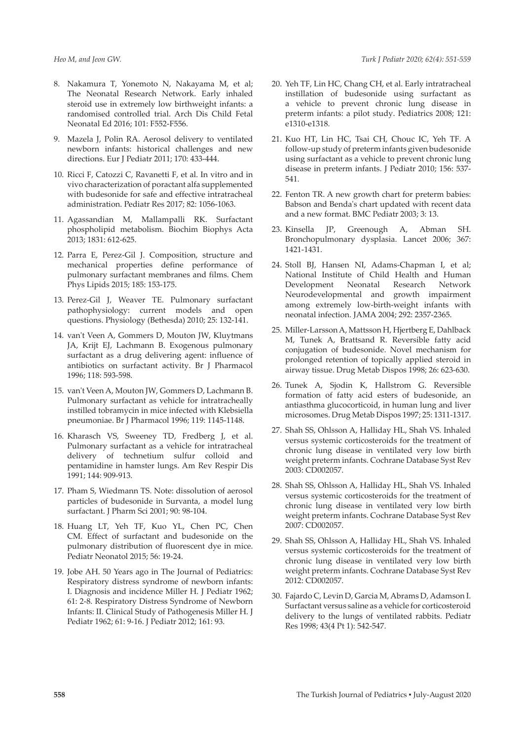8. Nakamura T, Yonemoto N, Nakayama M, et al; The Neonatal Research Network. Early inhaled steroid use in extremely low birthweight infants: a randomised controlled trial. Arch Dis Child Fetal Neonatal Ed 2016; 101: F552-F556.

9. Mazela J, Polin RA. Aerosol delivery to ventilated newborn infants: historical challenges and new directions. Eur J Pediatr 2011; 170: 433-444.

10. Ricci F, Catozzi C, Ravanetti F, et al. In vitro and in vivo characterization of poractant alfa supplemented with budesonide for safe and effective intratracheal administration. Pediatr Res 2017; 82: 1056-1063.

11. Agassandian M, Mallampalli RK. Surfactant phospholipid metabolism. Biochim Biophys Acta 2013; 1831: 612-625.

12. Parra E, Perez-Gil J. Composition, structure and mechanical properties define performance of pulmonary surfactant membranes and films. Chem Phys Lipids 2015; 185: 153-175.

13. Perez-Gil J, Weaver TE. Pulmonary surfactant pathophysiology: current models and open questions. Physiology (Bethesda) 2010; 25: 132-141.

14. van't Veen A, Gommers D, Mouton JW, Kluytmans JA, Krijt EJ, Lachmann B. Exogenous pulmonary surfactant as a drug delivering agent: influence of antibiotics on surfactant activity. Br J Pharmacol 1996; 118: 593-598.

15. van't Veen A, Mouton JW, Gommers D, Lachmann B. Pulmonary surfactant as vehicle for intratracheally instilled tobramycin in mice infected with Klebsiella pneumoniae. Br J Pharmacol 1996; 119: 1145-1148.

16. Kharasch VS, Sweeney TD, Fredberg J, et al. Pulmonary surfactant as a vehicle for intratracheal delivery of technetium sulfur colloid and pentamidine in hamster lungs. Am Rev Respir Dis 1991; 144: 909-913.

17. Pham S, Wiedmann TS. Note: dissolution of aerosol particles of budesonide in Survanta, a model lung surfactant. J Pharm Sci 2001; 90: 98-104.

18. Huang LT, Yeh TF, Kuo YL, Chen PC, Chen CM. Effect of surfactant and budesonide on the pulmonary distribution of fluorescent dye in mice. Pediatr Neonatol 2015; 56: 19-24.

19. Jobe AH. 50 Years ago in The Journal of Pediatrics: Respiratory distress syndrome of newborn infants: I. Diagnosis and incidence Miller H. J Pediatr 1962; 61: 2-8. Respiratory Distress Syndrome of Newborn Infants: II. Clinical Study of Pathogenesis Miller H. J Pediatr 1962; 61: 9-16. J Pediatr 2012; 161: 93.

20. Yeh TF, Lin HC, Chang CH, et al. Early intratracheal instillation of budesonide using surfactant as a vehicle to prevent chronic lung disease in preterm infants: a pilot study. Pediatrics 2008; 121: e1310-e1318.

21. Kuo HT, Lin HC, Tsai CH, Chouc IC, Yeh TF. A follow-up study of preterm infants given budesonide using surfactant as a vehicle to prevent chronic lung disease in preterm infants. J Pediatr 2010; 156: 537-541.

22. Fenton TR. A new growth chart for preterm babies: Babson and Benda's chart updated with recent data and a new format. BMC Pediatr 2003; 3: 13.

23. Kinsella JP, Greenough A, Abman SH. Bronchopulmonary dysplasia. Lancet 2006; 367: 1421-1431.

24. Stoll BJ, Hansen NI, Adams-Chapman I, et al; National Institute of Child Health and Human Development Neonatal Research Network Neurodevelopmental and growth impairment among extremely low-birth-weight infants with neonatal infection. JAMA 2004; 292: 2357-2365.

25. Miller-Larsson A, Mattsson H, Hjertberg E, Dahlback M, Tunek A, Brattsand R. Reversible fatty acid conjugation of budesonide. Novel mechanism for prolonged retention of topically applied steroid in airway tissue. Drug Metab Dispos 1998; 26: 623-630.

26. Tunek A, Sjodin K, Hallstrom G. Reversible formation of fatty acid esters of budesonide, an antiasthma glucocorticoid, in human lung and liver microsomes. Drug Metab Dispos 1997; 25: 1311-1317.

27. Shah SS, Ohlsson A, Halliday HL, Shah VS. Inhaled versus systemic corticosteroids for the treatment of chronic lung disease in ventilated very low birth weight preterm infants. Cochrane Database Syst Rev 2003: CD002057.

28. Shah SS, Ohlsson A, Halliday HL, Shah VS. Inhaled versus systemic corticosteroids for the treatment of chronic lung disease in ventilated very low birth weight preterm infants. Cochrane Database Syst Rev 2007: CD002057.

29. Shah SS, Ohlsson A, Halliday HL, Shah VS. Inhaled versus systemic corticosteroids for the treatment of chronic lung disease in ventilated very low birth weight preterm infants. Cochrane Database Syst Rev 2012: CD002057.

30. Fajardo C, Levin D, Garcia M, Abrams D, Adamson I. Surfactant versus saline as a vehicle for corticosteroid delivery to the lungs of ventilated rabbits. Pediatr Res 1998; 43(4 Pt 1): 542-547.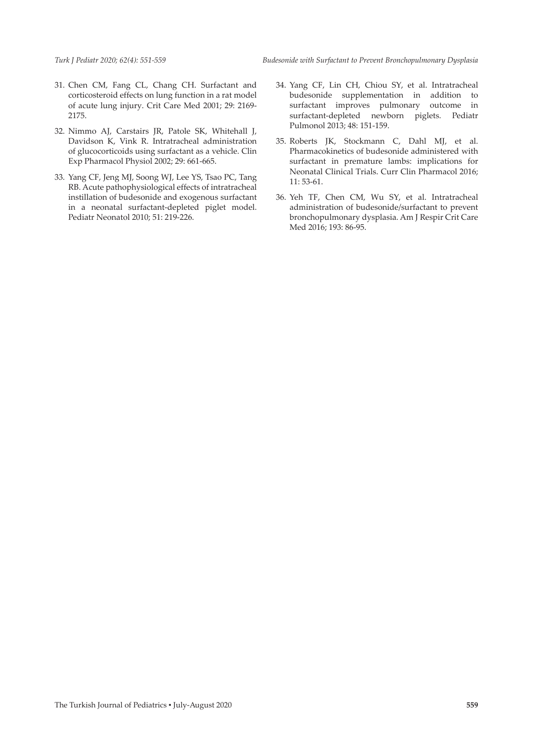31. Chen CM, Fang CL, Chang CH. Surfactant and corticosteroid effects on lung function in a rat model of acute lung injury. Crit Care Med 2001; 29: 2169-2175.

32. Nimmo AJ, Carstairs JR, Patole SK, Whitehall J, Davidson K, Vink R. Intratracheal administration of glucocorticoids using surfactant as a vehicle. Clin Exp Pharmacol Physiol 2002; 29: 661-665.

33. Yang CF, Jeng MJ, Soong WJ, Lee YS, Tsao PC, Tang RB. Acute pathophysiological effects of intratracheal instillation of budesonide and exogenous surfactant in a neonatal surfactant-depleted piglet model. Pediatr Neonatol 2010; 51: 219-226.

34. Yang CF, Lin CH, Chiou SY, et al. Intratracheal budesonide supplementation in addition to surfactant improves pulmonary outcome in surfactant-depleted newborn piglets. Pediatr Pulmonol 2013; 48: 151-159.

35. Roberts JK, Stockmann C, Dahl MJ, et al. Pharmacokinetics of budesonide administered with surfactant in premature lambs: implications for Neonatal Clinical Trials. Curr Clin Pharmacol 2016; 11: 53-61.

36. Yeh TF, Chen CM, Wu SY, et al. Intratracheal administration of budesonide/surfactant to prevent bronchopulmonary dysplasia. Am J Respir Crit Care Med 2016; 193: 86-95.